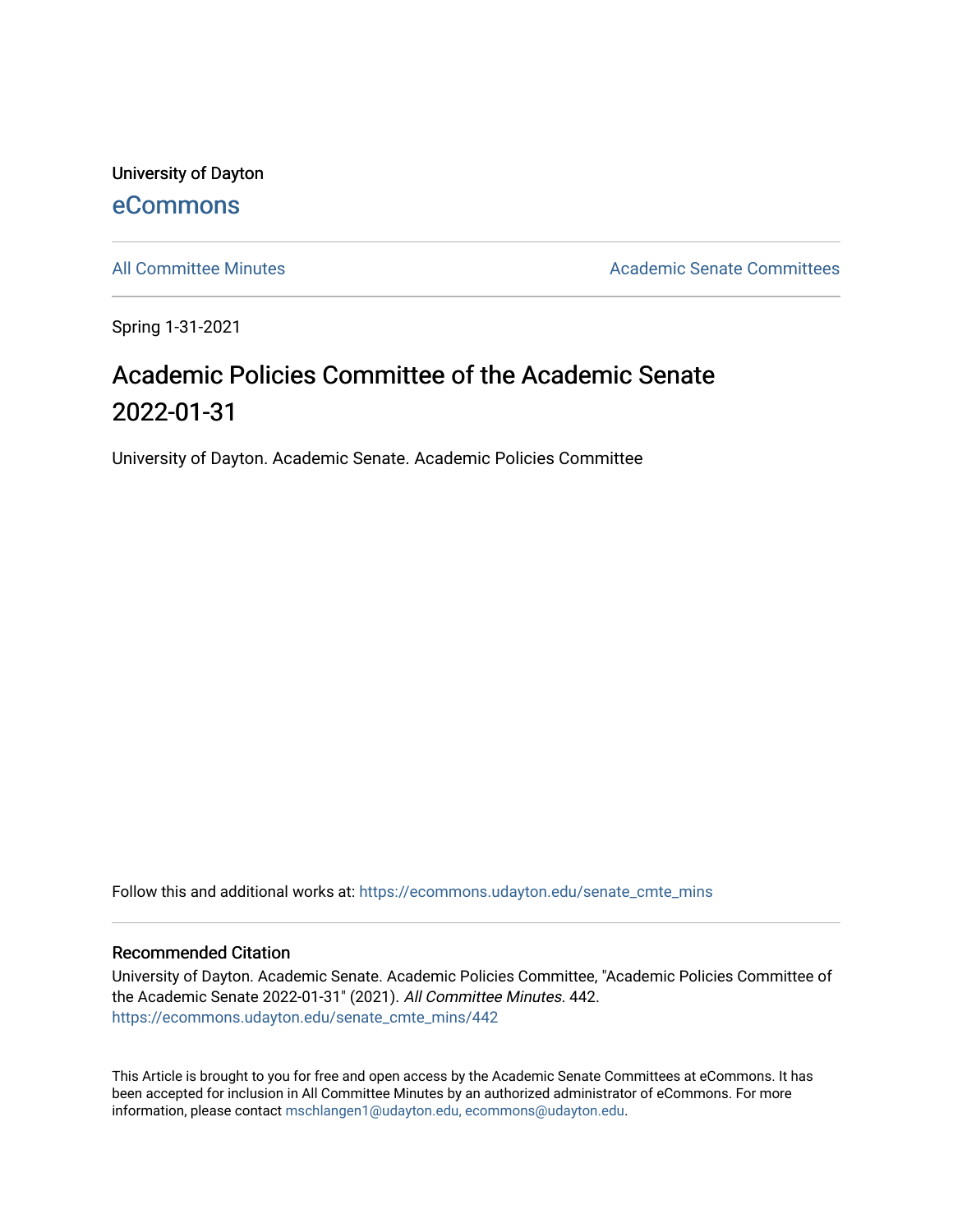University of Dayton

eCommons

All Committee Minutes

Academic Senate Committees

Spring 1-31-2021

# Academic Policies Committee of the Academic Senate 2022-01-31

University of Dayton. Academic Senate. Academic Policies Committee

Follow this and additional works at: https://ecommons.udayton.edu/senate_cmte_mins

## Recommended Citation

University of Dayton. Academic Senate. Academic Policies Committee, "Academic Policies Committee of the Academic Senate 2022-01-31" (2021). *All Committee Minutes*. 442.
https://ecommons.udayton.edu/senate_cmte_mins/442

This Article is brought to you for free and open access by the Academic Senate Committees at eCommons. It has been accepted for inclusion in All Committee Minutes by an authorized administrator of eCommons. For more information, please contact mschlangen1@udayton.edu, ecommons@udayton.edu.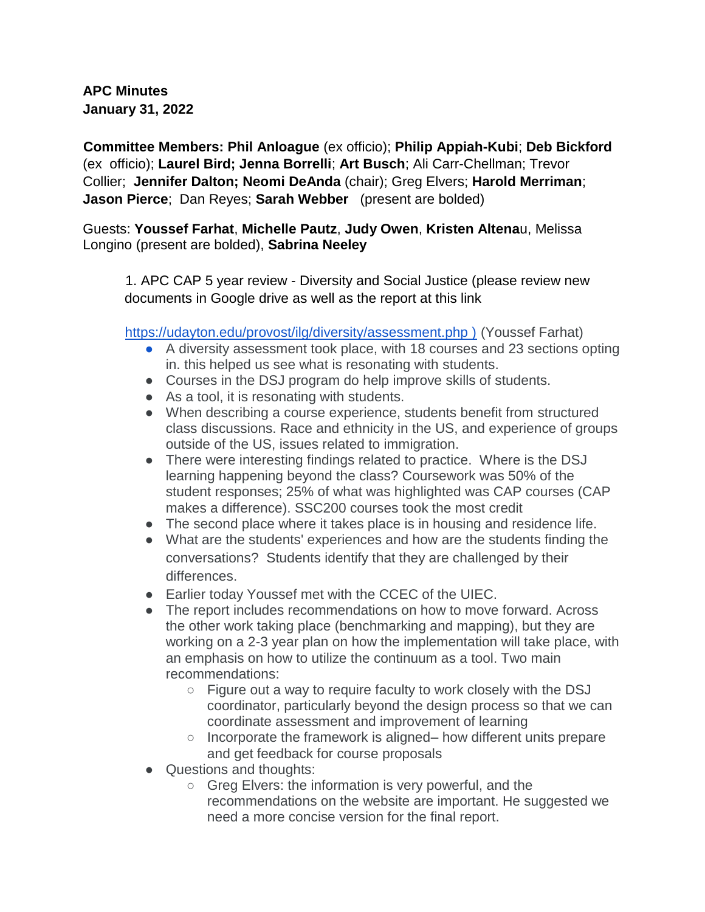**APC Minutes**
**January 31, 2022**

**Committee Members: Phil Anloague** (ex officio); **Philip Appiah-Kubi**; **Deb Bickford** (ex officio); **Laurel Bird; Jenna Borrelli**; **Art Busch**; Ali Carr-Chellman; Trevor Collier; **Jennifer Dalton; Neomi DeAnda** (chair); Greg Elvers; **Harold Merriman**; **Jason Pierce**; Dan Reyes; **Sarah Webber** (present are bolded)

Guests: **Youssef Farhat**, **Michelle Pautz**, **Judy Owen**, **Kristen Altena**u, Melissa Longino (present are bolded), **Sabrina Neeley**

1. APC CAP 5 year review - Diversity and Social Justice (please review new documents in Google drive as well as the report at this link [https://udayton.edu/provost/ilg/diversity/assessment.php )](https://udayton.edu/provost/ilg/diversity/assessment.php) (Youssef Farhat)
   - A diversity assessment took place, with 18 courses and 23 sections opting in. this helped us see what is resonating with students.
   - Courses in the DSJ program do help improve skills of students.
   - As a tool, it is resonating with students.
   - When describing a course experience, students benefit from structured class discussions. Race and ethnicity in the US, and experience of groups outside of the US, issues related to immigration.
   - There were interesting findings related to practice. Where is the DSJ learning happening beyond the class? Coursework was 50% of the student responses; 25% of what was highlighted was CAP courses (CAP makes a difference). SSC200 courses took the most credit
   - The second place where it takes place is in housing and residence life.
   - What are the students' experiences and how are the students finding the conversations? Students identify that they are challenged by their differences.
   - Earlier today Youssef met with the CCEC of the UIEC.
   - The report includes recommendations on how to move forward. Across the other work taking place (benchmarking and mapping), but they are working on a 2-3 year plan on how the implementation will take place, with an emphasis on how to utilize the continuum as a tool. Two main recommendations:
     - Figure out a way to require faculty to work closely with the DSJ coordinator, particularly beyond the design process so that we can coordinate assessment and improvement of learning
     - Incorporate the framework is aligned– how different units prepare and get feedback for course proposals
   - Questions and thoughts:
     - Greg Elvers: the information is very powerful, and the recommendations on the website are important. He suggested we need a more concise version for the final report.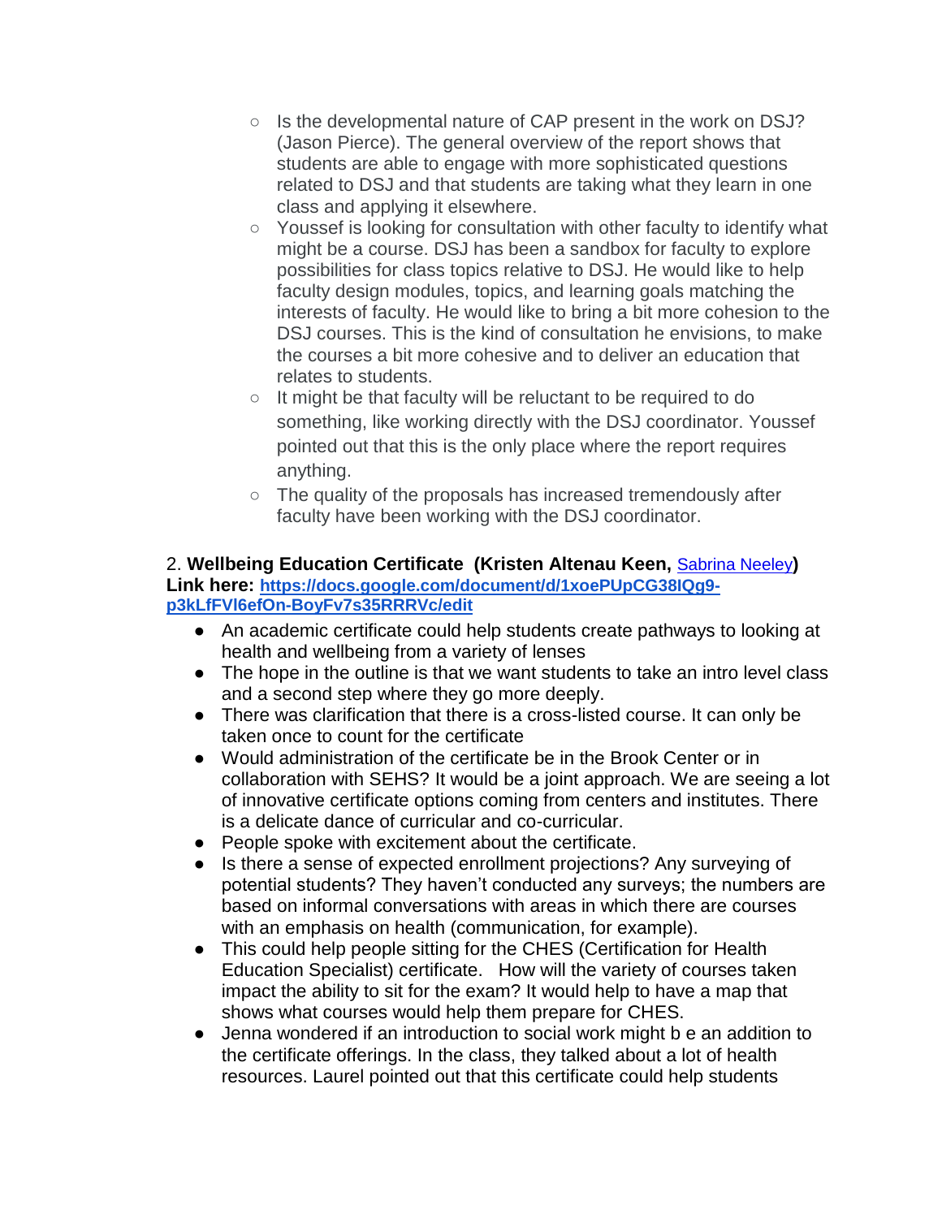- Is the developmental nature of CAP present in the work on DSJ? (Jason Pierce). The general overview of the report shows that students are able to engage with more sophisticated questions related to DSJ and that students are taking what they learn in one class and applying it elsewhere.
- Youssef is looking for consultation with other faculty to identify what might be a course. DSJ has been a sandbox for faculty to explore possibilities for class topics relative to DSJ. He would like to help faculty design modules, topics, and learning goals matching the interests of faculty. He would like to bring a bit more cohesion to the DSJ courses. This is the kind of consultation he envisions, to make the courses a bit more cohesive and to deliver an education that relates to students.
- It might be that faculty will be reluctant to be required to do something, like working directly with the DSJ coordinator. Youssef pointed out that this is the only place where the report requires anything.
- The quality of the proposals has increased tremendously after faculty have been working with the DSJ coordinator.

2. **Wellbeing Education Certificate (Kristen Altenau Keen,** [Sabrina Neeley](#)**)**
**Link here: [https://docs.google.com/document/d/1xoePUpCG38IQg9-p3kLfFVl6efOn-BoyFv7s35RRRVc/edit](https://docs.google.com/document/d/1xoePUpCG38IQg9-p3kLfFVl6efOn-BoyFv7s35RRRVc/edit)**

- An academic certificate could help students create pathways to looking at health and wellbeing from a variety of lenses
- The hope in the outline is that we want students to take an intro level class and a second step where they go more deeply.
- There was clarification that there is a cross-listed course. It can only be taken once to count for the certificate
- Would administration of the certificate be in the Brook Center or in collaboration with SEHS? It would be a joint approach. We are seeing a lot of innovative certificate options coming from centers and institutes. There is a delicate dance of curricular and co-curricular.
- People spoke with excitement about the certificate.
- Is there a sense of expected enrollment projections? Any surveying of potential students? They haven't conducted any surveys; the numbers are based on informal conversations with areas in which there are courses with an emphasis on health (communication, for example).
- This could help people sitting for the CHES (Certification for Health Education Specialist) certificate. How will the variety of courses taken impact the ability to sit for the exam? It would help to have a map that shows what courses would help them prepare for CHES.
- Jenna wondered if an introduction to social work might b e an addition to the certificate offerings. In the class, they talked about a lot of health resources. Laurel pointed out that this certificate could help students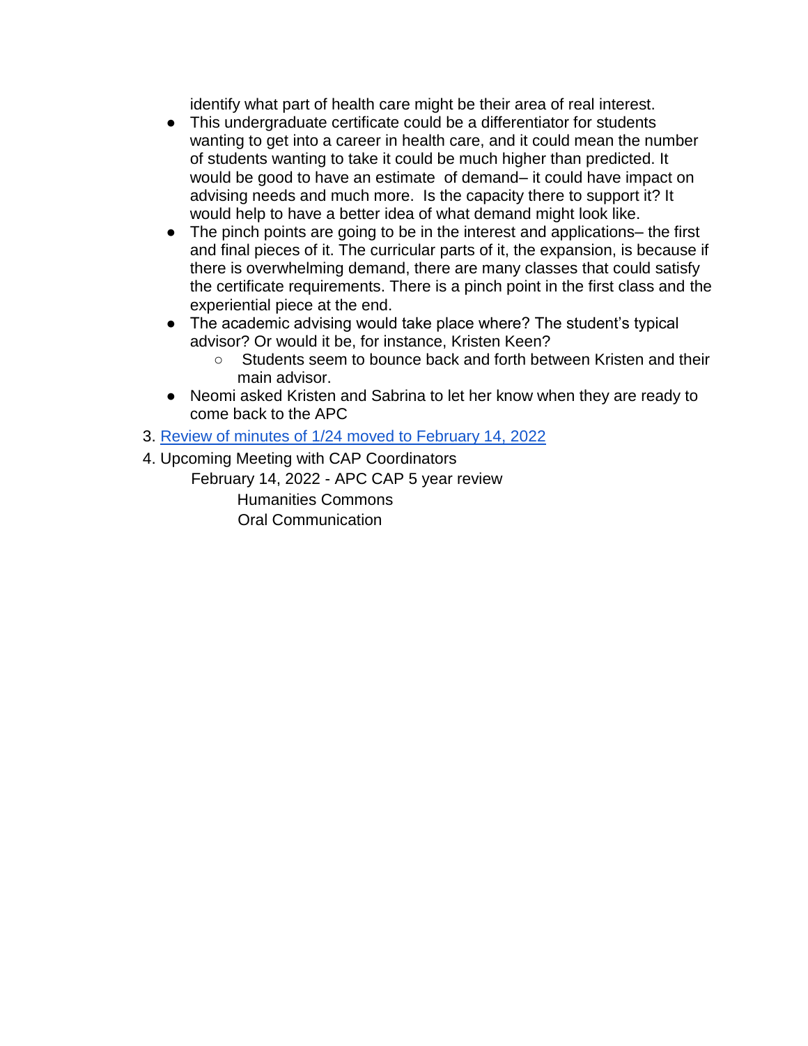identify what part of health care might be their area of real interest.

- This undergraduate certificate could be a differentiator for students wanting to get into a career in health care, and it could mean the number of students wanting to take it could be much higher than predicted. It would be good to have an estimate of demand– it could have impact on advising needs and much more. Is the capacity there to support it? It would help to have a better idea of what demand might look like.
- The pinch points are going to be in the interest and applications– the first and final pieces of it. The curricular parts of it, the expansion, is because if there is overwhelming demand, there are many classes that could satisfy the certificate requirements. There is a pinch point in the first class and the experiential piece at the end.
- The academic advising would take place where? The student's typical advisor? Or would it be, for instance, Kristen Keen?
    - Students seem to bounce back and forth between Kristen and their main advisor.
- Neomi asked Kristen and Sabrina to let her know when they are ready to come back to the APC

3. Review of minutes of 1/24 moved to February 14, 2022
4. Upcoming Meeting with CAP Coordinators

    February 14, 2022 - APC CAP 5 year review

        Humanities Commons

        Oral Communication